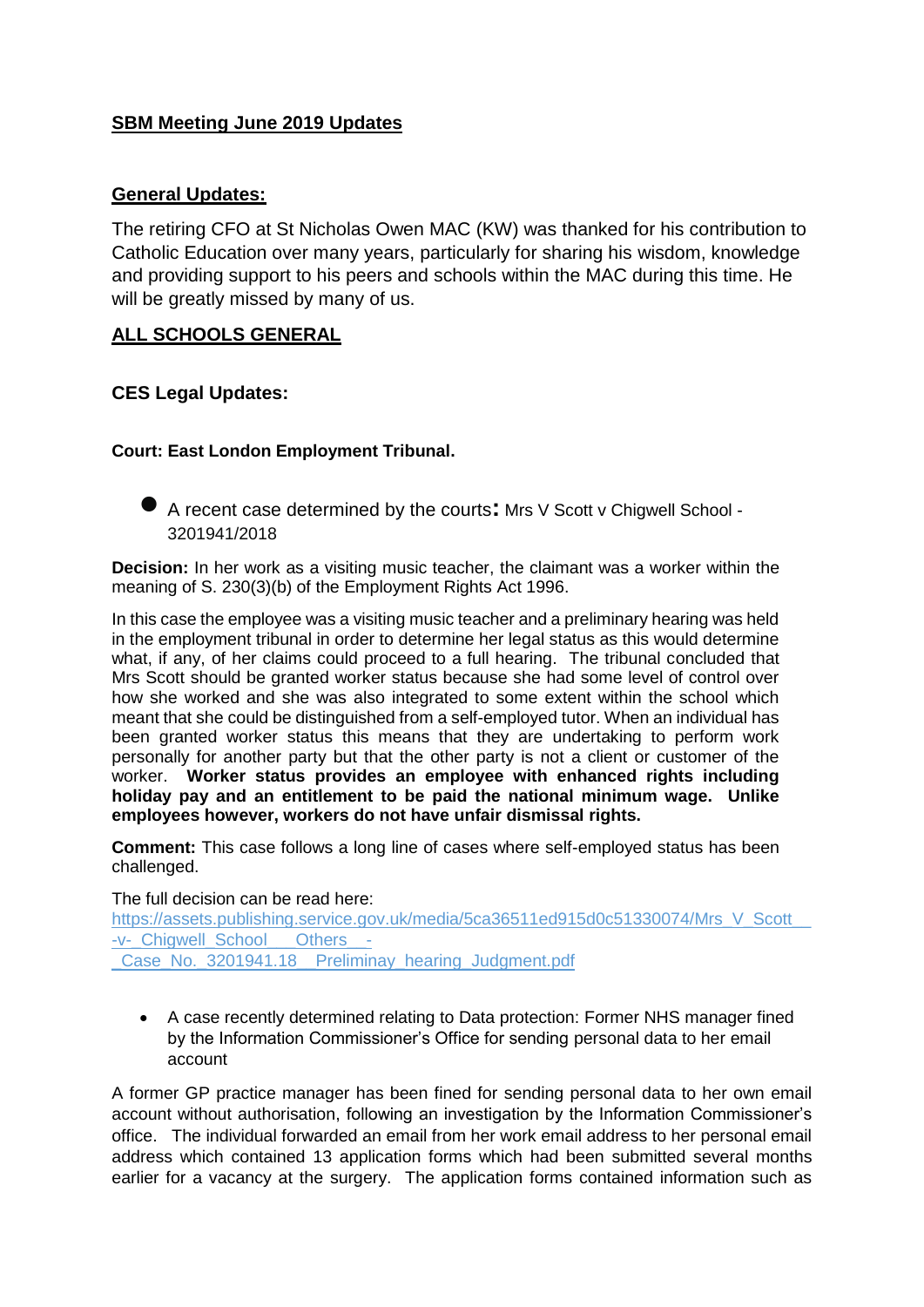## SBM Meeting June 2019 Updates

### General Updates:

The retiring CFO at St Nicholas Owen MAC (KW) was thanked for his contribution to Catholic Education over many years, particularly for sharing his wisdom, knowledge and providing support to his peers and schools within the MAC during this time. He will be greatly missed by many of us.

### ALL SCHOOLS GENERAL

### CES Legal Updates:

**Court: East London Employment Tribunal.**

- A recent case determined by the courts: Mrs V Scott v Chigwell School - 3201941/2018

**Decision:** In her work as a visiting music teacher, the claimant was a worker within the meaning of S. 230(3)(b) of the Employment Rights Act 1996.

In this case the employee was a visiting music teacher and a preliminary hearing was held in the employment tribunal in order to determine her legal status as this would determine what, if any, of her claims could proceed to a full hearing. The tribunal concluded that Mrs Scott should be granted worker status because she had some level of control over how she worked and she was also integrated to some extent within the school which meant that she could be distinguished from a self-employed tutor. When an individual has been granted worker status this means that they are undertaking to perform work personally for another party but that the other party is not a client or customer of the worker. **Worker status provides an employee with enhanced rights including holiday pay and an entitlement to be paid the national minimum wage. Unlike employees however, workers do not have unfair dismissal rights.**

**Comment:** This case follows a long line of cases where self-employed status has been challenged.

The full decision can be read here:
https://assets.publishing.service.gov.uk/media/5ca36511ed915d0c51330074/Mrs_V_Scott__-v-_Chigwell_School___Others__-_Case_No._3201941.18__Preliminay_hearing_Judgment.pdf

- A case recently determined relating to Data protection: Former NHS manager fined by the Information Commissioner's Office for sending personal data to her email account

A former GP practice manager has been fined for sending personal data to her own email account without authorisation, following an investigation by the Information Commissioner's office. The individual forwarded an email from her work email address to her personal email address which contained 13 application forms which had been submitted several months earlier for a vacancy at the surgery. The application forms contained information such as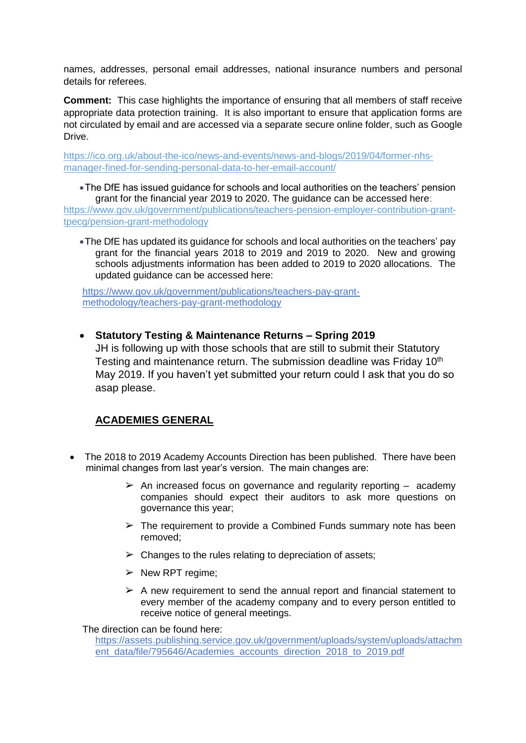names, addresses, personal email addresses, national insurance numbers and personal details for referees.

**Comment:** This case highlights the importance of ensuring that all members of staff receive appropriate data protection training. It is also important to ensure that application forms are not circulated by email and are accessed via a separate secure online folder, such as Google Drive.

https://ico.org.uk/about-the-ico/news-and-events/news-and-blogs/2019/04/former-nhs-manager-fined-for-sending-personal-data-to-her-email-account/

- The DfE has issued guidance for schools and local authorities on the teachers' pension grant for the financial year 2019 to 2020. The guidance can be accessed here: https://www.gov.uk/government/publications/teachers-pension-employer-contribution-grant-tpecg/pension-grant-methodology

- The DfE has updated its guidance for schools and local authorities on the teachers' pay grant for the financial years 2018 to 2019 and 2019 to 2020. New and growing schools adjustments information has been added to 2019 to 2020 allocations. The updated guidance can be accessed here:

  https://www.gov.uk/government/publications/teachers-pay-grant-methodology/teachers-pay-grant-methodology

- **Statutory Testing & Maintenance Returns – Spring 2019**
  JH is following up with those schools that are still to submit their Statutory Testing and maintenance return. The submission deadline was Friday 10th May 2019. If you haven't yet submitted your return could I ask that you do so asap please.

## ACADEMIES GENERAL

- The 2018 to 2019 Academy Accounts Direction has been published. There have been minimal changes from last year's version. The main changes are:
  - An increased focus on governance and regularity reporting – academy companies should expect their auditors to ask more questions on governance this year;
  - The requirement to provide a Combined Funds summary note has been removed;
  - Changes to the rules relating to depreciation of assets;
  - New RPT regime;
  - A new requirement to send the annual report and financial statement to every member of the academy company and to every person entitled to receive notice of general meetings.

  The direction can be found here:
  https://assets.publishing.service.gov.uk/government/uploads/system/uploads/attachment_data/file/795646/Academies_accounts_direction_2018_to_2019.pdf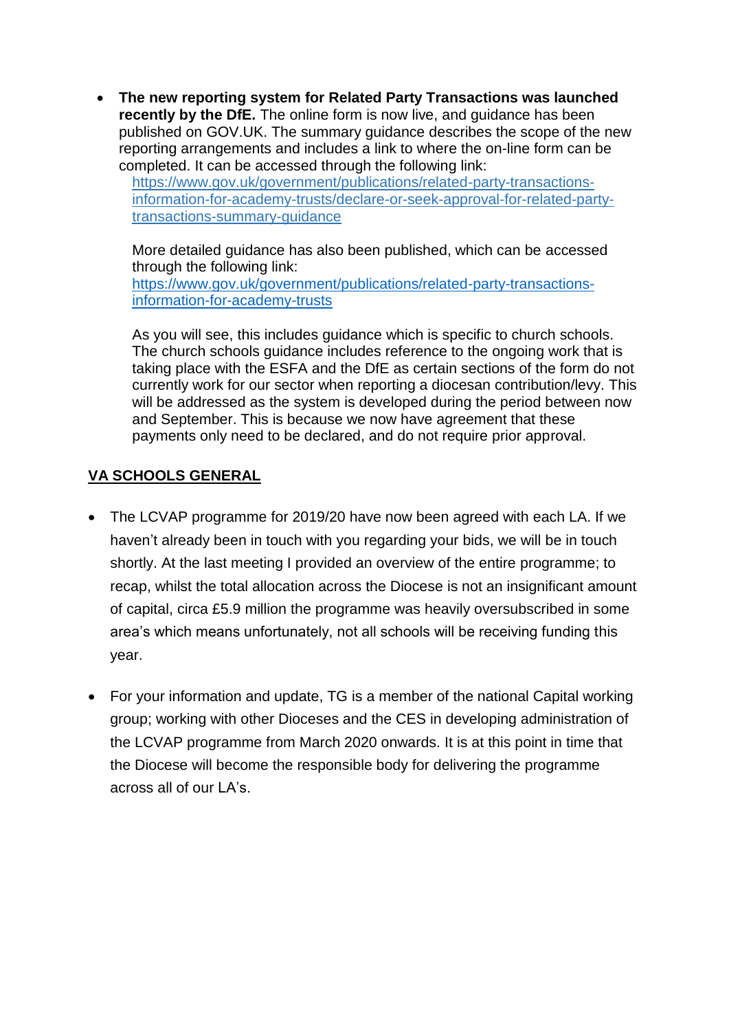- **The new reporting system for Related Party Transactions was launched recently by the DfE.** The online form is now live, and guidance has been published on GOV.UK. The summary guidance describes the scope of the new reporting arrangements and includes a link to where the on-line form can be completed. It can be accessed through the following link:
  [https://www.gov.uk/government/publications/related-party-transactions-information-for-academy-trusts/declare-or-seek-approval-for-related-party-transactions-summary-guidance](https://www.gov.uk/government/publications/related-party-transactions-information-for-academy-trusts/declare-or-seek-approval-for-related-party-transactions-summary-guidance)

  More detailed guidance has also been published, which can be accessed through the following link:
  [https://www.gov.uk/government/publications/related-party-transactions-information-for-academy-trusts](https://www.gov.uk/government/publications/related-party-transactions-information-for-academy-trusts)

  As you will see, this includes guidance which is specific to church schools. The church schools guidance includes reference to the ongoing work that is taking place with the ESFA and the DfE as certain sections of the form do not currently work for our sector when reporting a diocesan contribution/levy. This will be addressed as the system is developed during the period between now and September. This is because we now have agreement that these payments only need to be declared, and do not require prior approval.

**<u>VA SCHOOLS GENERAL</u>**

- The LCVAP programme for 2019/20 have now been agreed with each LA. If we haven't already been in touch with you regarding your bids, we will be in touch shortly. At the last meeting I provided an overview of the entire programme; to recap, whilst the total allocation across the Diocese is not an insignificant amount of capital, circa £5.9 million the programme was heavily oversubscribed in some area's which means unfortunately, not all schools will be receiving funding this year.

- For your information and update, TG is a member of the national Capital working group; working with other Dioceses and the CES in developing administration of the LCVAP programme from March 2020 onwards. It is at this point in time that the Diocese will become the responsible body for delivering the programme across all of our LA's.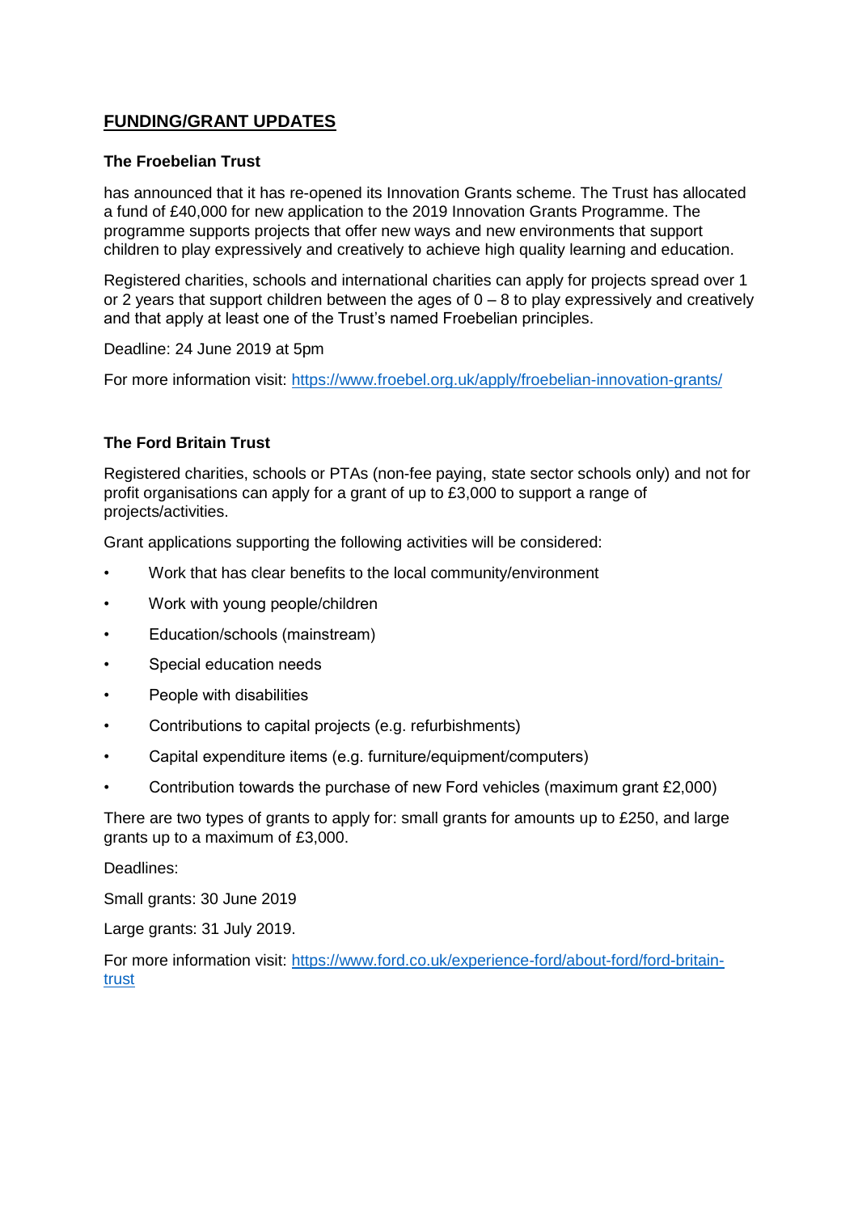## FUNDING/GRANT UPDATES

### The Froebelian Trust

has announced that it has re-opened its Innovation Grants scheme. The Trust has allocated a fund of £40,000 for new application to the 2019 Innovation Grants Programme. The programme supports projects that offer new ways and new environments that support children to play expressively and creatively to achieve high quality learning and education.

Registered charities, schools and international charities can apply for projects spread over 1 or 2 years that support children between the ages of 0 – 8 to play expressively and creatively and that apply at least one of the Trust's named Froebelian principles.

Deadline: 24 June 2019 at 5pm

For more information visit: [https://www.froebel.org.uk/apply/froebelian-innovation-grants/](https://www.froebel.org.uk/apply/froebelian-innovation-grants/)

### The Ford Britain Trust

Registered charities, schools or PTAs (non-fee paying, state sector schools only) and not for profit organisations can apply for a grant of up to £3,000 to support a range of projects/activities.

Grant applications supporting the following activities will be considered:

- Work that has clear benefits to the local community/environment
- Work with young people/children
- Education/schools (mainstream)
- Special education needs
- People with disabilities
- Contributions to capital projects (e.g. refurbishments)
- Capital expenditure items (e.g. furniture/equipment/computers)
- Contribution towards the purchase of new Ford vehicles (maximum grant £2,000)

There are two types of grants to apply for: small grants for amounts up to £250, and large grants up to a maximum of £3,000.

Deadlines:

Small grants: 30 June 2019

Large grants: 31 July 2019.

For more information visit: [https://www.ford.co.uk/experience-ford/about-ford/ford-britain-trust](https://www.ford.co.uk/experience-ford/about-ford/ford-britain-trust)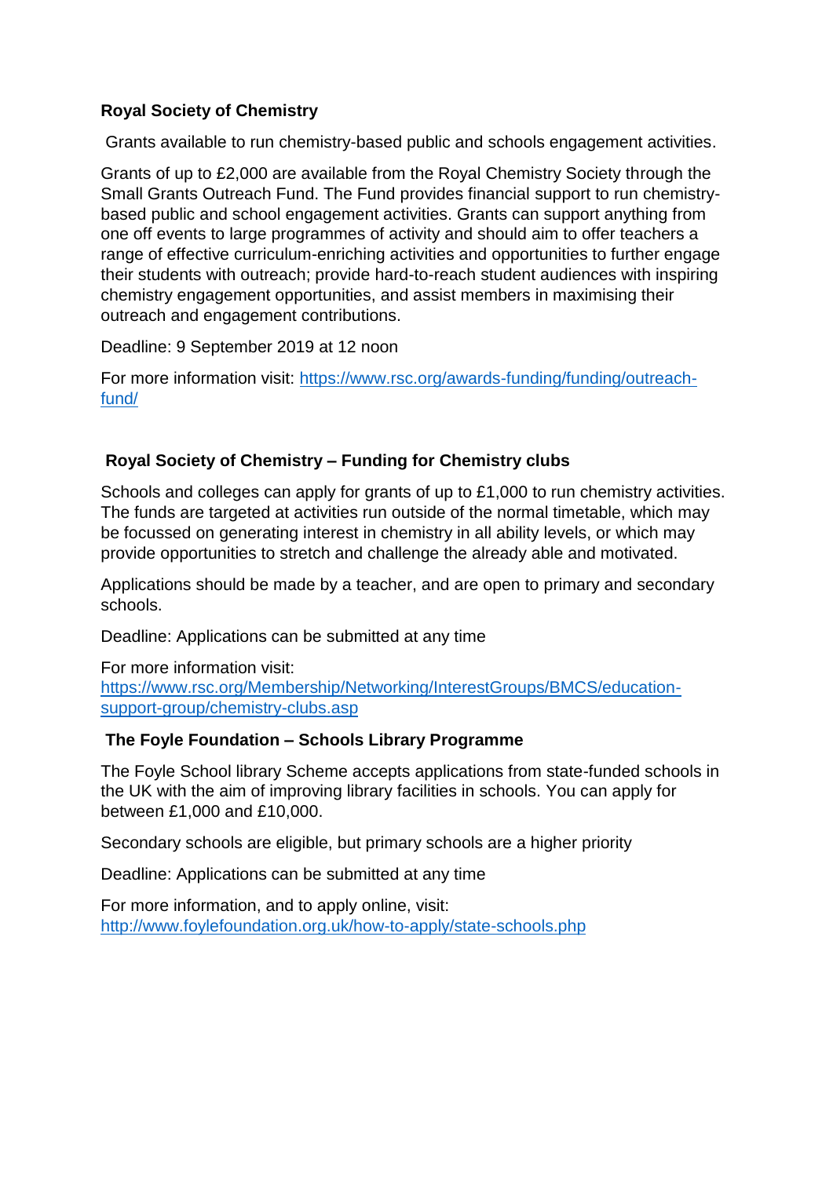**Royal Society of Chemistry**

Grants available to run chemistry-based public and schools engagement activities.

Grants of up to £2,000 are available from the Royal Chemistry Society through the Small Grants Outreach Fund. The Fund provides financial support to run chemistry-based public and school engagement activities. Grants can support anything from one off events to large programmes of activity and should aim to offer teachers a range of effective curriculum-enriching activities and opportunities to further engage their students with outreach; provide hard-to-reach student audiences with inspiring chemistry engagement opportunities, and assist members in maximising their outreach and engagement contributions.

Deadline: 9 September 2019 at 12 noon

For more information visit: [https://www.rsc.org/awards-funding/funding/outreach-fund/](https://www.rsc.org/awards-funding/funding/outreach-fund/)

**Royal Society of Chemistry – Funding for Chemistry clubs**

Schools and colleges can apply for grants of up to £1,000 to run chemistry activities. The funds are targeted at activities run outside of the normal timetable, which may be focussed on generating interest in chemistry in all ability levels, or which may provide opportunities to stretch and challenge the already able and motivated.

Applications should be made by a teacher, and are open to primary and secondary schools.

Deadline: Applications can be submitted at any time

For more information visit: [https://www.rsc.org/Membership/Networking/InterestGroups/BMCS/education-support-group/chemistry-clubs.asp](https://www.rsc.org/Membership/Networking/InterestGroups/BMCS/education-support-group/chemistry-clubs.asp)

**The Foyle Foundation – Schools Library Programme**

The Foyle School library Scheme accepts applications from state-funded schools in the UK with the aim of improving library facilities in schools. You can apply for between £1,000 and £10,000.

Secondary schools are eligible, but primary schools are a higher priority

Deadline: Applications can be submitted at any time

For more information, and to apply online, visit: [http://www.foylefoundation.org.uk/how-to-apply/state-schools.php](http://www.foylefoundation.org.uk/how-to-apply/state-schools.php)